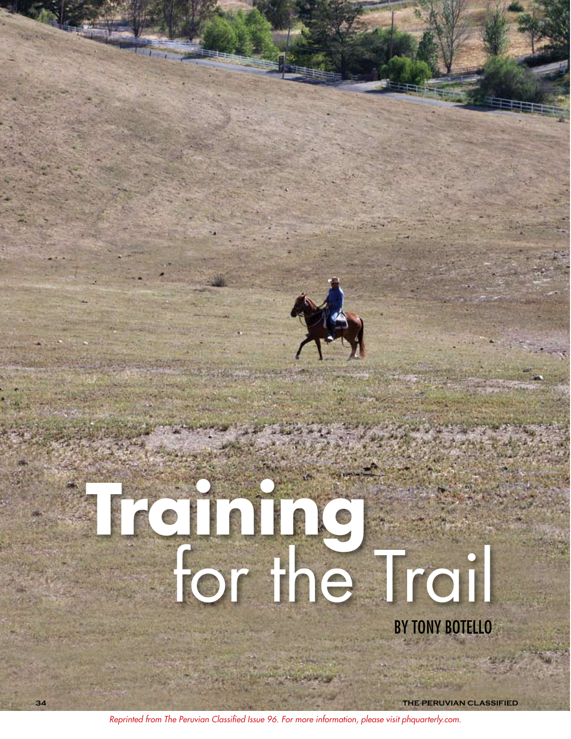# Training for the Trail

BY TONY BOTELLO

*Reprinted from The Peruvian Classified Issue 96. For more information, please visit phquarterly.com.*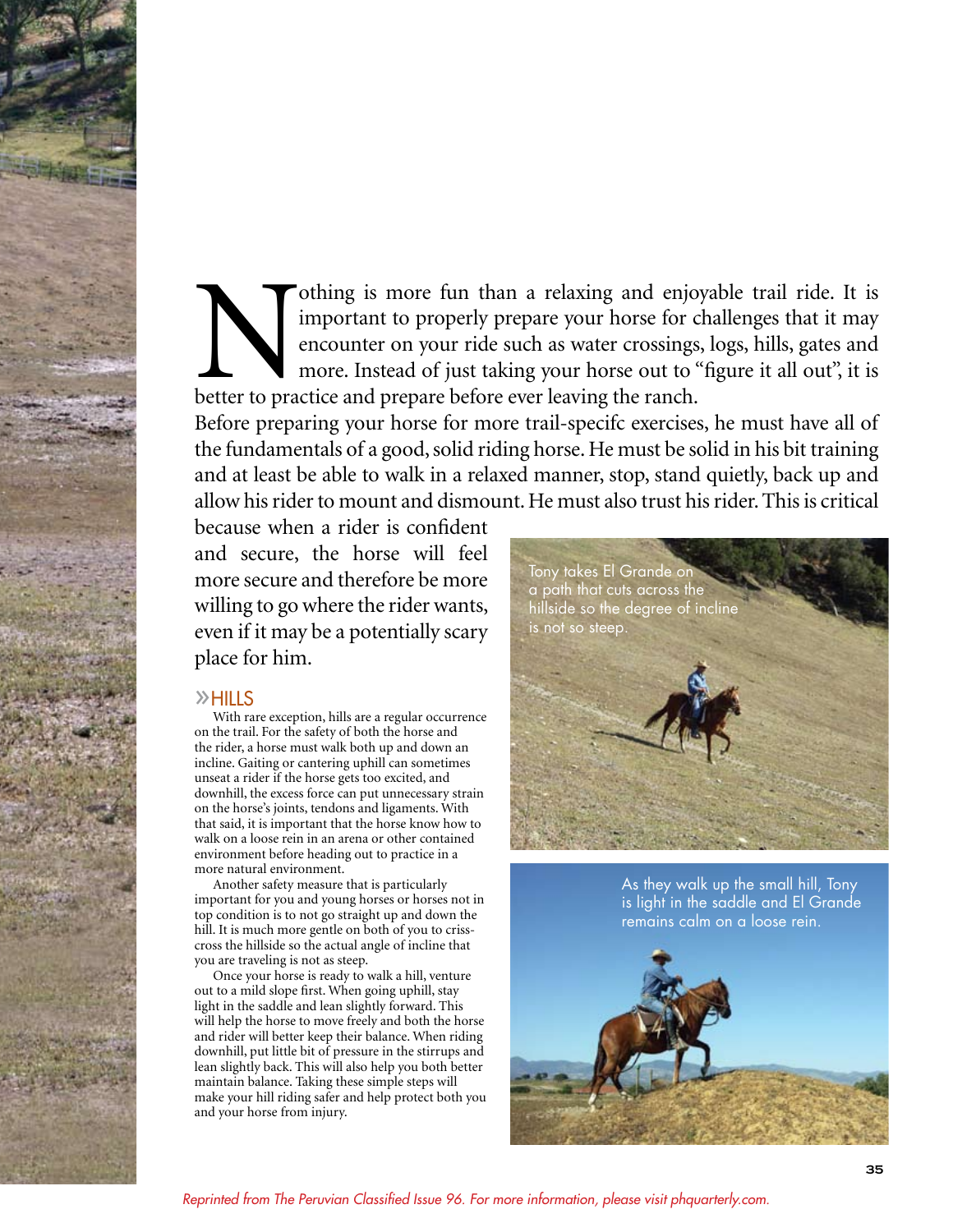Nothing is more fun than a relaxing and enjoyable trail ride. It is important to properly prepare your horse for challenges that it may encounter on your ride such as water crossings, logs, hills, gates and more. Instead of just taking your horse out to "figure it all out", it is better to practice and prepare before ever leaving the ranch.

Before preparing your horse for more trail-specifc exercises, he must have all of the fundamentals of a good, solid riding horse. He must be solid in his bit training and at least be able to walk in a relaxed manner, stop, stand quietly, back up and allow his rider to mount and dismount. He must also trust his rider. This is critical because when a rider is confident and secure, the horse will feel more secure and therefore be more willing to go where the rider wants, even if it may be a potentially scary place for him.

## »HILLS

With rare exception, hills are a regular occurrence on the trail. For the safety of both the horse and the rider, a horse must walk both up and down an incline. Gaiting or cantering uphill can sometimes unseat a rider if the horse gets too excited, and downhill, the excess force can put unnecessary strain on the horse's joints, tendons and ligaments. With that said, it is important that the horse know how to walk on a loose rein in an arena or other contained environment before heading out to practice in a more natural environment.

Another safety measure that is particularly important for you and young horses or horses not in top condition is to not go straight up and down the hill. It is much more gentle on both of you to criss-cross the hillside so the actual angle of incline that you are traveling is not as steep.

Once your horse is ready to walk a hill, venture out to a mild slope first. When going uphill, stay light in the saddle and lean slightly forward. This will help the horse to move freely and both the horse and rider will better keep their balance. When riding downhill, put little bit of pressure in the stirrups and lean slightly back. This will also help you both better maintain balance. Taking these simple steps will make your hill riding safer and help protect both you and your horse from injury.

Tony takes El Grande on a path that cuts across the hillside so the degree of incline is not so steep.

As they walk up the small hill, Tony is light in the saddle and El Grande remains calm on a loose rein.

*Reprinted from The Peruvian Classified Issue 96. For more information, please visit phquarterly.com.*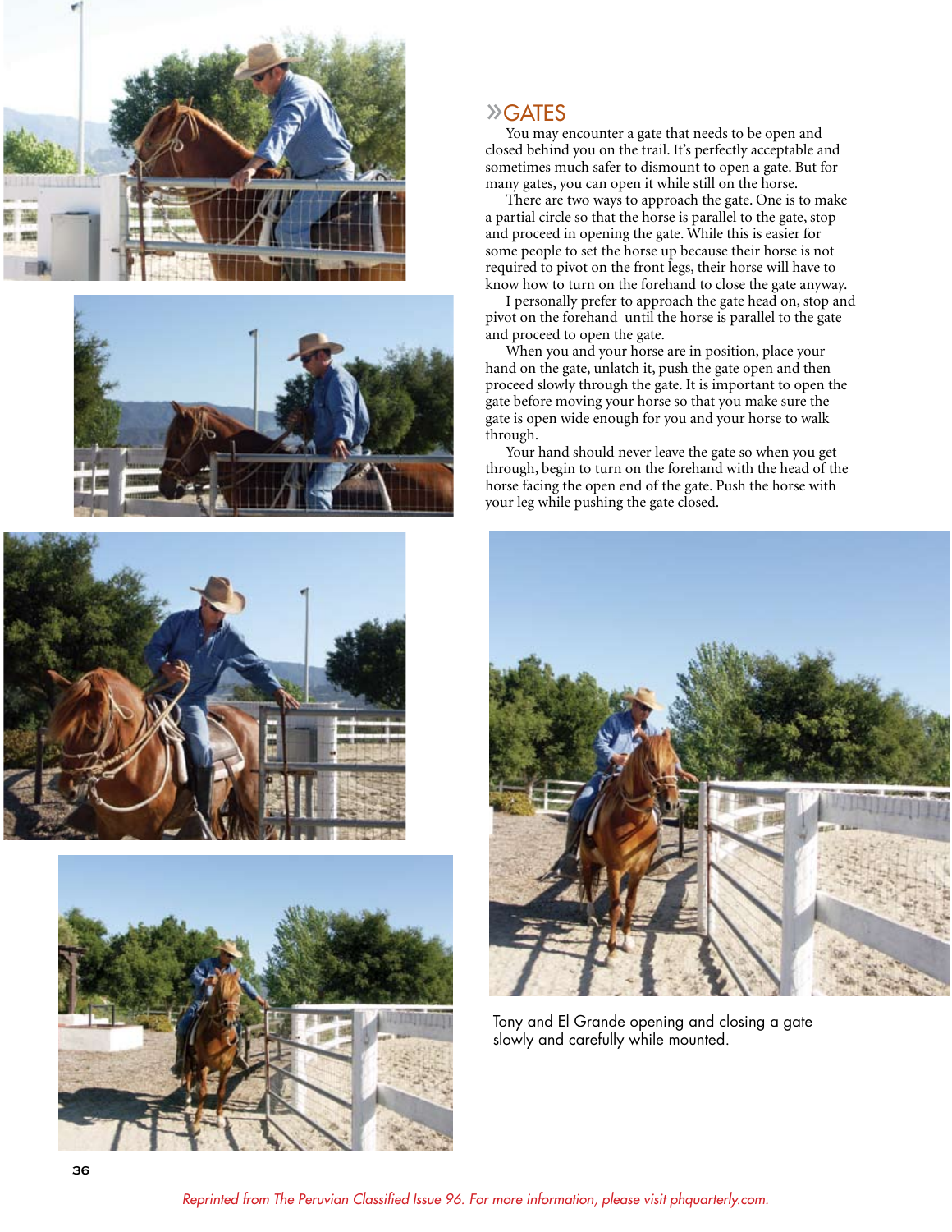## »GATES

You may encounter a gate that needs to be open and closed behind you on the trail. It's perfectly acceptable and sometimes much safer to dismount to open a gate. But for many gates, you can open it while still on the horse.

There are two ways to approach the gate. One is to make a partial circle so that the horse is parallel to the gate, stop and proceed in opening the gate. While this is easier for some people to set the horse up because their horse is not required to pivot on the front legs, their horse will have to know how to turn on the forehand to close the gate anyway.

I personally prefer to approach the gate head on, stop and pivot on the forehand until the horse is parallel to the gate and proceed to open the gate.

When you and your horse are in position, place your hand on the gate, unlatch it, push the gate open and then proceed slowly through the gate. It is important to open the gate before moving your horse so that you make sure the gate is open wide enough for you and your horse to walk through.

Your hand should never leave the gate so when you get through, begin to turn on the forehand with the head of the horse facing the open end of the gate. Push the horse with your leg while pushing the gate closed.

Tony and El Grande opening and closing a gate slowly and carefully while mounted.

*Reprinted from The Peruvian Classified Issue 96. For more information, please visit phquarterly.com.*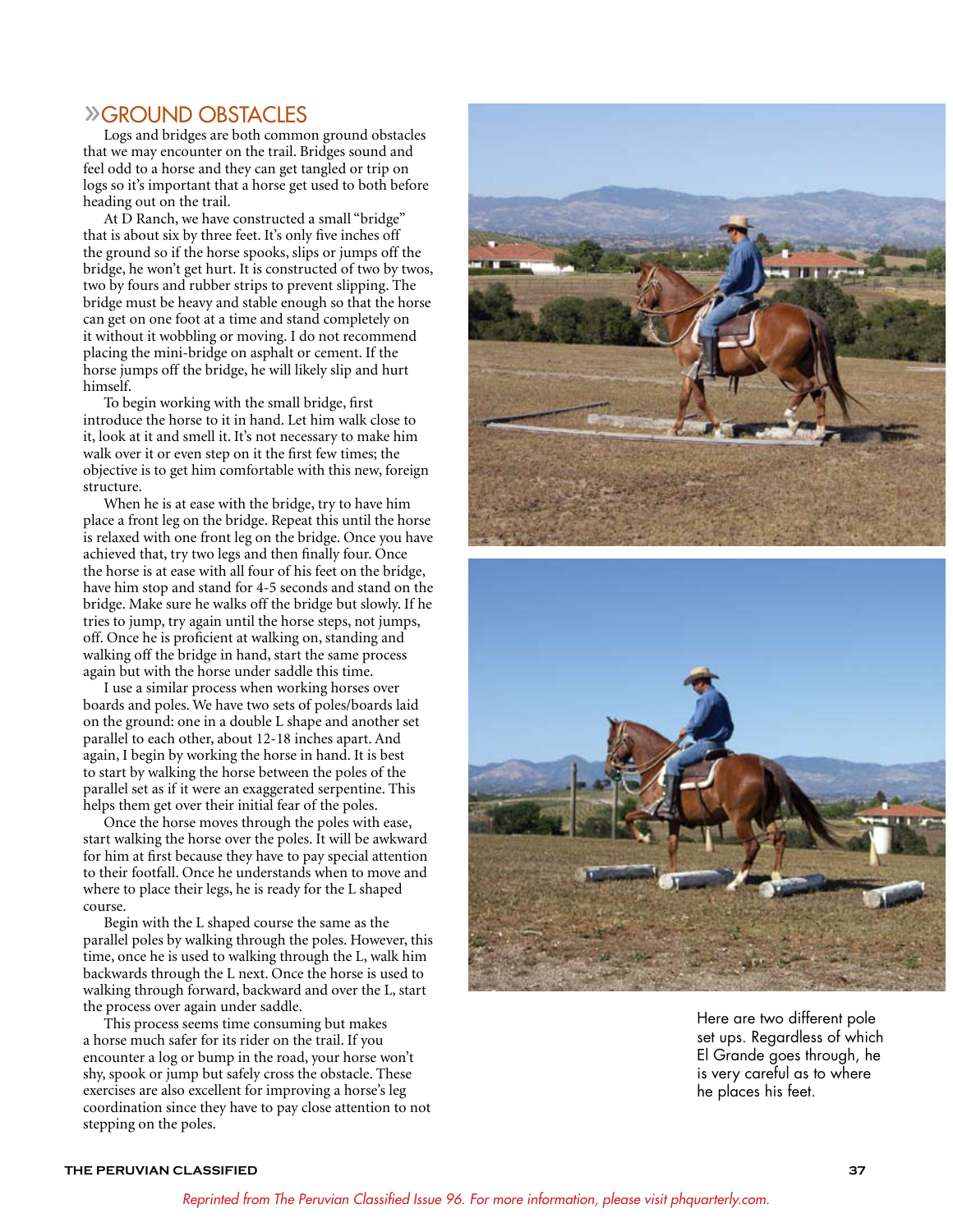## »GROUND OBSTACLES

Logs and bridges are both common ground obstacles that we may encounter on the trail. Bridges sound and feel odd to a horse and they can get tangled or trip on logs so it's important that a horse get used to both before heading out on the trail.

At D Ranch, we have constructed a small "bridge" that is about six by three feet. It's only five inches off the ground so if the horse spooks, slips or jumps off the bridge, he won't get hurt. It is constructed of two by twos, two by fours and rubber strips to prevent slipping. The bridge must be heavy and stable enough so that the horse can get on one foot at a time and stand completely on it without it wobbling or moving. I do not recommend placing the mini-bridge on asphalt or cement. If the horse jumps off the bridge, he will likely slip and hurt himself.

To begin working with the small bridge, first introduce the horse to it in hand. Let him walk close to it, look at it and smell it. It's not necessary to make him walk over it or even step on it the first few times; the objective is to get him comfortable with this new, foreign structure.

When he is at ease with the bridge, try to have him place a front leg on the bridge. Repeat this until the horse is relaxed with one front leg on the bridge. Once you have achieved that, try two legs and then finally four. Once the horse is at ease with all four of his feet on the bridge, have him stop and stand for 4-5 seconds and stand on the bridge. Make sure he walks off the bridge but slowly. If he tries to jump, try again until the horse steps, not jumps, off. Once he is proficient at walking on, standing and walking off the bridge in hand, start the same process again but with the horse under saddle this time.

I use a similar process when working horses over boards and poles. We have two sets of poles/boards laid on the ground: one in a double L shape and another set parallel to each other, about 12-18 inches apart. And again, I begin by working the horse in hand. It is best to start by walking the horse between the poles of the parallel set as if it were an exaggerated serpentine. This helps them get over their initial fear of the poles.

Once the horse moves through the poles with ease, start walking the horse over the poles. It will be awkward for him at first because they have to pay special attention to their footfall. Once he understands when to move and where to place their legs, he is ready for the L shaped course.

Begin with the L shaped course the same as the parallel poles by walking through the poles. However, this time, once he is used to walking through the L, walk him backwards through the L next. Once the horse is used to walking through forward, backward and over the L, start the process over again under saddle.

This process seems time consuming but makes a horse much safer for its rider on the trail. If you encounter a log or bump in the road, your horse won't shy, spook or jump but safely cross the obstacle. These exercises are also excellent for improving a horse's leg coordination since they have to pay close attention to not stepping on the poles.

Here are two different pole set ups. Regardless of which El Grande goes through, he is very careful as to where he places his feet.

*Reprinted from The Peruvian Classified Issue 96. For more information, please visit phquarterly.com.*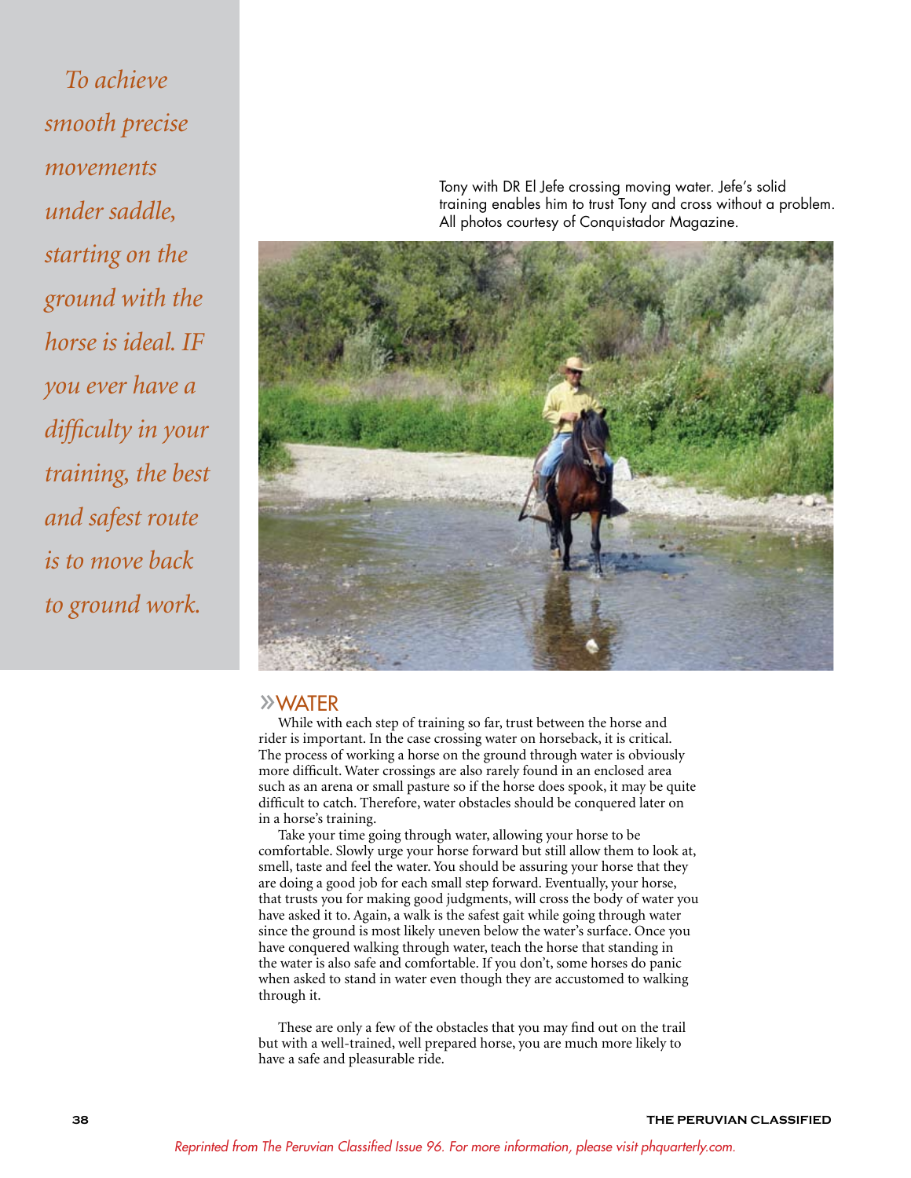*To achieve smooth precise movements under saddle, starting on the ground with the horse is ideal. IF you ever have a difficulty in your training, the best and safest route is to move back to ground work.*

Tony with DR El Jefe crossing moving water. Jefe's solid training enables him to trust Tony and cross without a problem. All photos courtesy of Conquistador Magazine.

## »WATER

While with each step of training so far, trust between the horse and rider is important. In the case crossing water on horseback, it is critical. The process of working a horse on the ground through water is obviously more difficult. Water crossings are also rarely found in an enclosed area such as an arena or small pasture so if the horse does spook, it may be quite difficult to catch. Therefore, water obstacles should be conquered later on in a horse's training.

Take your time going through water, allowing your horse to be comfortable. Slowly urge your horse forward but still allow them to look at, smell, taste and feel the water. You should be assuring your horse that they are doing a good job for each small step forward. Eventually, your horse, that trusts you for making good judgments, will cross the body of water you have asked it to. Again, a walk is the safest gait while going through water since the ground is most likely uneven below the water's surface. Once you have conquered walking through water, teach the horse that standing in the water is also safe and comfortable. If you don't, some horses do panic when asked to stand in water even though they are accustomed to walking through it.

These are only a few of the obstacles that you may find out on the trail but with a well-trained, well prepared horse, you are much more likely to have a safe and pleasurable ride.

*Reprinted from The Peruvian Classified Issue 96. For more information, please visit phquarterly.com.*